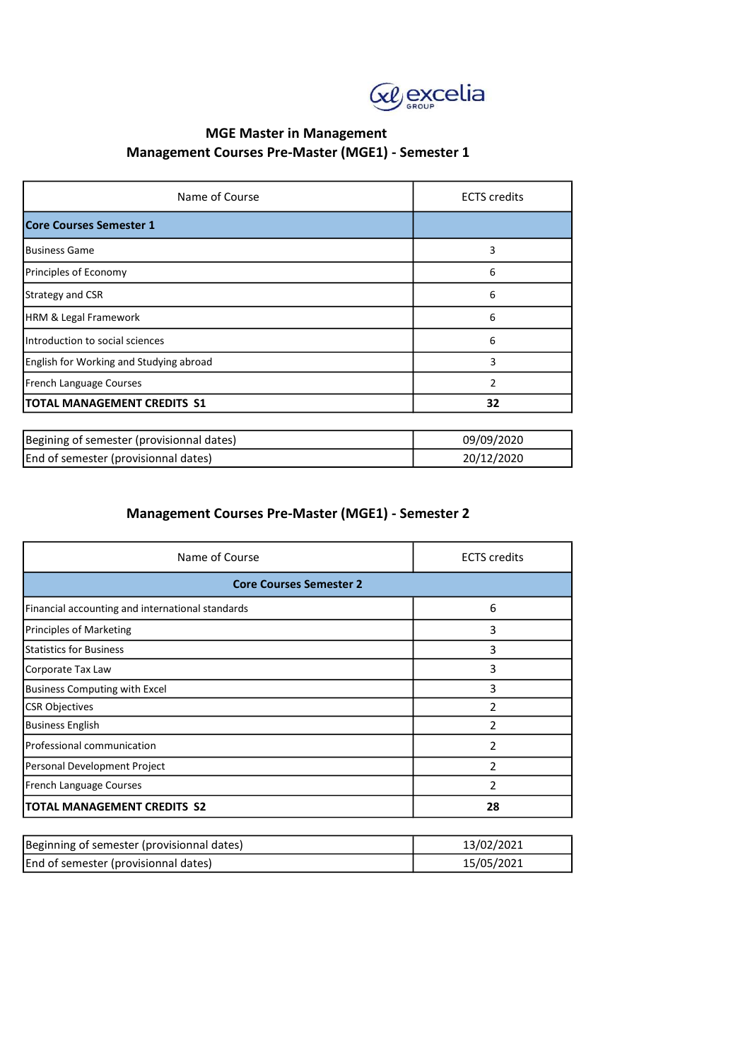# MGE Master in Management

## Management Courses Pre-Master (MGE1) - Semester 1

| Name of Course | ECTS credits |
|---|---|
| **Core Courses Semester 1** | |
| Business Game | 3 |
| Principles of Economy | 6 |
| Strategy and CSR | 6 |
| HRM & Legal Framework | 6 |
| Introduction to social sciences | 6 |
| English for Working and Studying abroad | 3 |
| French Language Courses | 2 |
| **TOTAL MANAGEMENT CREDITS S1** | **32** |

| | |
|---|---|
| Begining of semester (provisionnal dates) | 09/09/2020 |
| End of semester (provisionnal dates) | 20/12/2020 |

## Management Courses Pre-Master (MGE1) - Semester 2

| Name of Course | ECTS credits |
|---|---|
| **Core Courses Semester 2** | |
| Financial accounting and international standards | 6 |
| Principles of Marketing | 3 |
| Statistics for Business | 3 |
| Corporate Tax Law | 3 |
| Business Computing with Excel | 3 |
| CSR Objectives | 2 |
| Business English | 2 |
| Professional communication | 2 |
| Personal Development Project | 2 |
| French Language Courses | 2 |
| **TOTAL MANAGEMENT CREDITS S2** | **28** |

| | |
|---|---|
| Beginning of semester (provisionnal dates) | 13/02/2021 |
| End of semester (provisionnal dates) | 15/05/2021 |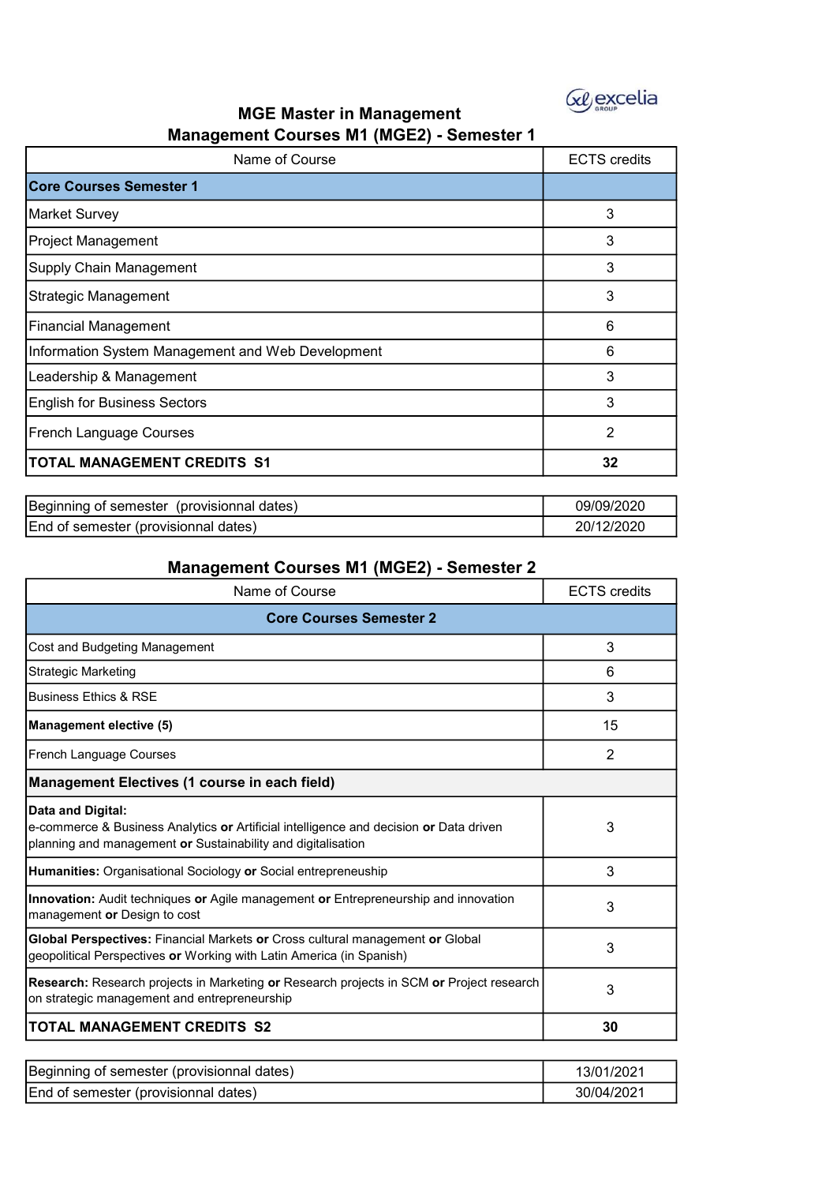# MGE Master in Management

## Management Courses M1 (MGE2) - Semester 1

| Name of Course | ECTS credits |
|---|---|
| **Core Courses Semester 1** | |
| Market Survey | 3 |
| Project Management | 3 |
| Supply Chain Management | 3 |
| Strategic Management | 3 |
| Financial Management | 6 |
| Information System Management and Web Development | 6 |
| Leadership & Management | 3 |
| English for Business Sectors | 3 |
| French Language Courses | 2 |
| **TOTAL MANAGEMENT CREDITS S1** | **32** |

| | |
|---|---|
| Beginning of semester (provisionnal dates) | 09/09/2020 |
| End of semester (provisionnal dates) | 20/12/2020 |

## Management Courses M1 (MGE2) - Semester 2

| Name of Course | ECTS credits |
|---|---|
| **Core Courses Semester 2** | |
| Cost and Budgeting Management | 3 |
| Strategic Marketing | 6 |
| Business Ethics & RSE | 3 |
| **Management elective (5)** | 15 |
| French Language Courses | 2 |
| **Management Electives (1 course in each field)** | |
| **Data and Digital:** e-commerce & Business Analytics **or** Artificial intelligence and decision **or** Data driven planning and management **or** Sustainability and digitalisation | 3 |
| **Humanities:** Organisational Sociology **or** Social entrepreneuship | 3 |
| **Innovation:** Audit techniques **or** Agile management **or** Entrepreneurship and innovation management **or** Design to cost | 3 |
| **Global Perspectives:** Financial Markets **or** Cross cultural management **or** Global geopolitical Perspectives **or** Working with Latin America (in Spanish) | 3 |
| **Research:** Research projects in Marketing **or** Research projects in SCM **or** Project research on strategic management and entrepreneurship | 3 |
| **TOTAL MANAGEMENT CREDITS S2** | **30** |

| | |
|---|---|
| Beginning of semester (provisionnal dates) | 13/01/2021 |
| End of semester (provisionnal dates) | 30/04/2021 |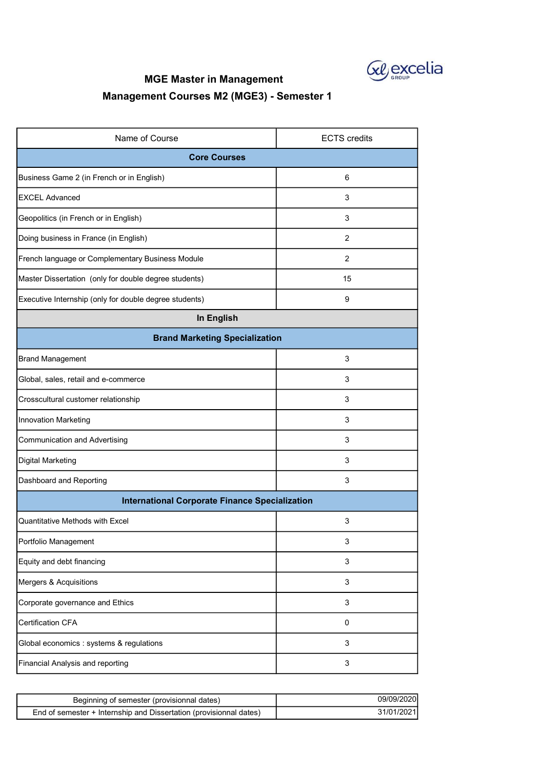## MGE Master in Management

## Management Courses M2 (MGE3) - Semester 1

| Name of Course | ECTS credits |
|---|---|
| **Core Courses** | |
| Business Game 2 (in French or in English) | 6 |
| EXCEL Advanced | 3 |
| Geopolitics (in French or in English) | 3 |
| Doing business in France (in English) | 2 |
| French language or Complementary Business Module | 2 |
| Master Dissertation (only for double degree students) | 15 |
| Executive Internship (only for double degree students) | 9 |
| **In English** | |
| **Brand Marketing Specialization** | |
| Brand Management | 3 |
| Global, sales, retail and e-commerce | 3 |
| Crosscultural customer relationship | 3 |
| Innovation Marketing | 3 |
| Communication and Advertising | 3 |
| Digital Marketing | 3 |
| Dashboard and Reporting | 3 |
| **International Corporate Finance Specialization** | |
| Quantitative Methods with Excel | 3 |
| Portfolio Management | 3 |
| Equity and debt financing | 3 |
| Mergers & Acquisitions | 3 |
| Corporate governance and Ethics | 3 |
| Certification CFA | 0 |
| Global economics : systems & regulations | 3 |
| Financial Analysis and reporting | 3 |

| | |
|---|---|
| Beginning of semester (provisionnal dates) | 09/09/2020 |
| End of semester + Internship and Dissertation (provisionnal dates) | 31/01/2021 |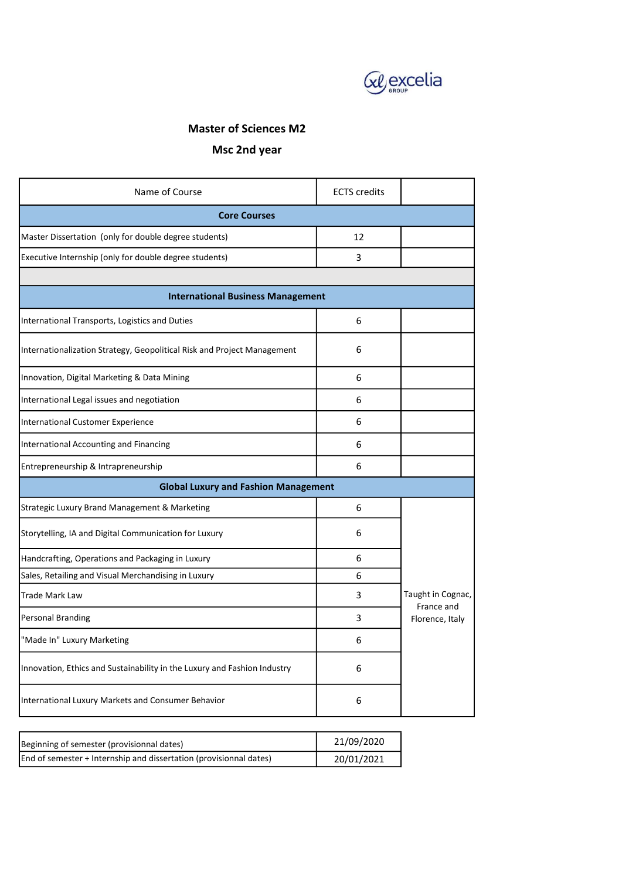## Master of Sciences M2

## Msc 2nd year

| Name of Course | ECTS credits | |
|---|---|---|
| **Core Courses** | | |
| Master Dissertation (only for double degree students) | 12 | |
| Executive Internship (only for double degree students) | 3 | |
| | | |
| **International Business Management** | | |
| International Transports, Logistics and Duties | 6 | |
| Internationalization Strategy, Geopolitical Risk and Project Management | 6 | |
| Innovation, Digital Marketing & Data Mining | 6 | |
| International Legal issues and negotiation | 6 | |
| International Customer Experience | 6 | |
| International Accounting and Financing | 6 | |
| Entrepreneurship & Intrapreneurship | 6 | |
| **Global Luxury and Fashion Management** | | |
| Strategic Luxury Brand Management & Marketing | 6 | Taught in Cognac, France and Florence, Italy |
| Storytelling, IA and Digital Communication for Luxury | 6 | |
| Handcrafting, Operations and Packaging in Luxury | 6 | |
| Sales, Retailing and Visual Merchandising in Luxury | 6 | |
| Trade Mark Law | 3 | |
| Personal Branding | 3 | |
| "Made In" Luxury Marketing | 6 | |
| Innovation, Ethics and Sustainability in the Luxury and Fashion Industry | 6 | |
| International Luxury Markets and Consumer Behavior | 6 | |

| | |
|---|---|
| Beginning of semester (provisionnal dates) | 21/09/2020 |
| End of semester + Internship and dissertation (provisionnal dates) | 20/01/2021 |